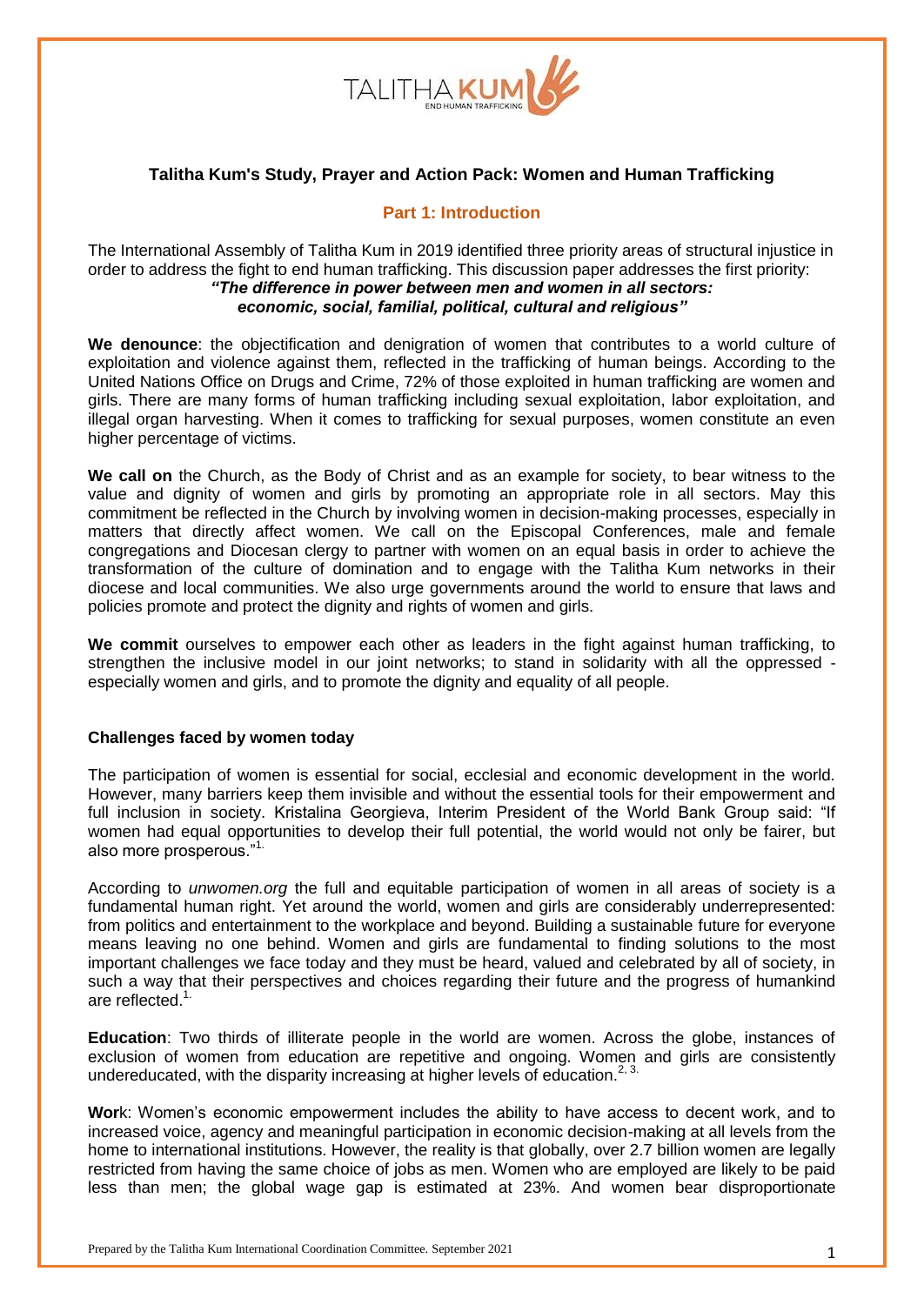# Talitha Kum's Study, Prayer and Action Pack: Women and Human Trafficking

## Part 1: Introduction

The International Assembly of Talitha Kum in 2019 identified three priority areas of structural injustice in order to address the fight to end human trafficking. This discussion paper addresses the first priority:

***"The difference in power between men and women in all sectors: economic, social, familial, political, cultural and religious"***

**We denounce**: the objectification and denigration of women that contributes to a world culture of exploitation and violence against them, reflected in the trafficking of human beings. According to the United Nations Office on Drugs and Crime, 72% of those exploited in human trafficking are women and girls. There are many forms of human trafficking including sexual exploitation, labor exploitation, and illegal organ harvesting. When it comes to trafficking for sexual purposes, women constitute an even higher percentage of victims.

**We call on** the Church, as the Body of Christ and as an example for society, to bear witness to the value and dignity of women and girls by promoting an appropriate role in all sectors. May this commitment be reflected in the Church by involving women in decision-making processes, especially in matters that directly affect women. We call on the Episcopal Conferences, male and female congregations and Diocesan clergy to partner with women on an equal basis in order to achieve the transformation of the culture of domination and to engage with the Talitha Kum networks in their diocese and local communities. We also urge governments around the world to ensure that laws and policies promote and protect the dignity and rights of women and girls.

**We commit** ourselves to empower each other as leaders in the fight against human trafficking, to strengthen the inclusive model in our joint networks; to stand in solidarity with all the oppressed - especially women and girls, and to promote the dignity and equality of all people.

### Challenges faced by women today

The participation of women is essential for social, ecclesial and economic development in the world. However, many barriers keep them invisible and without the essential tools for their empowerment and full inclusion in society. Kristalina Georgieva, Interim President of the World Bank Group said: "If women had equal opportunities to develop their full potential, the world would not only be fairer, but also more prosperous."[1.]

According to *unwomen.org* the full and equitable participation of women in all areas of society is a fundamental human right. Yet around the world, women and girls are considerably underrepresented: from politics and entertainment to the workplace and beyond. Building a sustainable future for everyone means leaving no one behind. Women and girls are fundamental to finding solutions to the most important challenges we face today and they must be heard, valued and celebrated by all of society, in such a way that their perspectives and choices regarding their future and the progress of humankind are reflected.[1.]

**Education**: Two thirds of illiterate people in the world are women. Across the globe, instances of exclusion of women from education are repetitive and ongoing. Women and girls are consistently undereducated, with the disparity increasing at higher levels of education.[2, 3.]

**Work**: Women's economic empowerment includes the ability to have access to decent work, and to increased voice, agency and meaningful participation in economic decision-making at all levels from the home to international institutions. However, the reality is that globally, over 2.7 billion women are legally restricted from having the same choice of jobs as men. Women who are employed are likely to be paid less than men; the global wage gap is estimated at 23%. And women bear disproportionate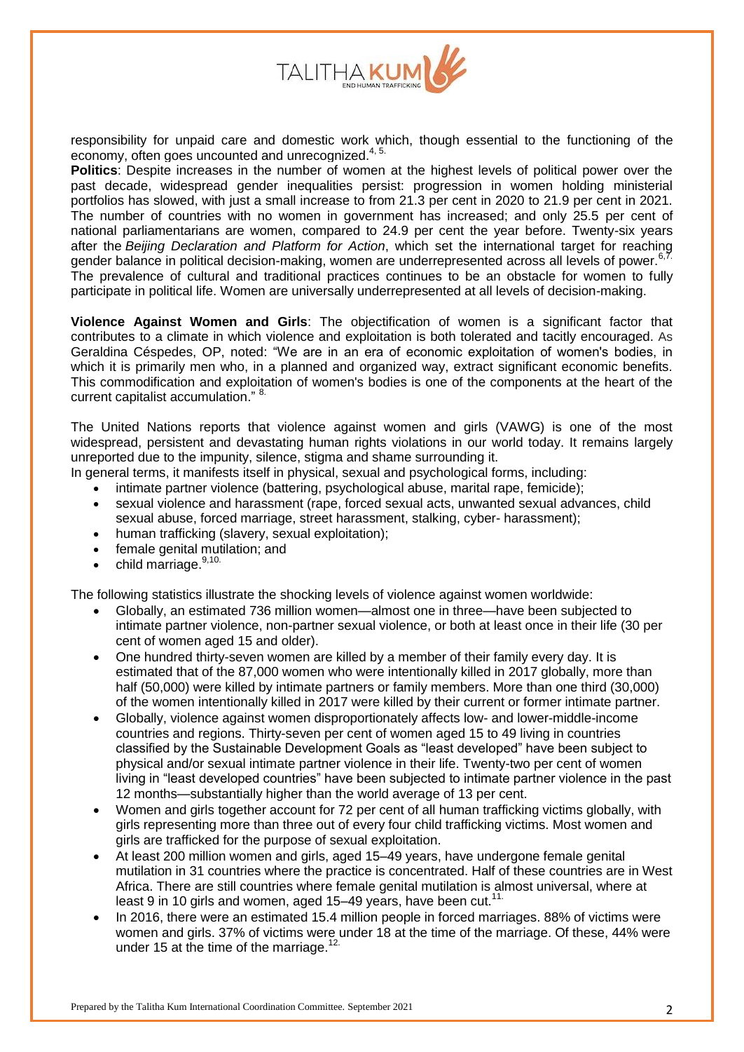responsibility for unpaid care and domestic work which, though essential to the functioning of the economy, often goes uncounted and unrecognized.[4, 5.]

**Politics**: Despite increases in the number of women at the highest levels of political power over the past decade, widespread gender inequalities persist: progression in women holding ministerial portfolios has slowed, with just a small increase to from 21.3 per cent in 2020 to 21.9 per cent in 2021. The number of countries with no women in government has increased; and only 25.5 per cent of national parliamentarians are women, compared to 24.9 per cent the year before. Twenty-six years after the *Beijing Declaration and Platform for Action*, which set the international target for reaching gender balance in political decision-making, women are underrepresented across all levels of power.[6,7.] The prevalence of cultural and traditional practices continues to be an obstacle for women to fully participate in political life. Women are universally underrepresented at all levels of decision-making.

**Violence Against Women and Girls**: The objectification of women is a significant factor that contributes to a climate in which violence and exploitation is both tolerated and tacitly encouraged. As Geraldina Céspedes, OP, noted: "We are in an era of economic exploitation of women's bodies, in which it is primarily men who, in a planned and organized way, extract significant economic benefits. This commodification and exploitation of women's bodies is one of the components at the heart of the current capitalist accumulation." [8.]

The United Nations reports that violence against women and girls (VAWG) is one of the most widespread, persistent and devastating human rights violations in our world today. It remains largely unreported due to the impunity, silence, stigma and shame surrounding it.
In general terms, it manifests itself in physical, sexual and psychological forms, including:

- intimate partner violence (battering, psychological abuse, marital rape, femicide);
- sexual violence and harassment (rape, forced sexual acts, unwanted sexual advances, child sexual abuse, forced marriage, street harassment, stalking, cyber- harassment);
- human trafficking (slavery, sexual exploitation);
- female genital mutilation; and
- child marriage.[9,10.]

The following statistics illustrate the shocking levels of violence against women worldwide:

- Globally, an estimated 736 million women—almost one in three—have been subjected to intimate partner violence, non-partner sexual violence, or both at least once in their life (30 per cent of women aged 15 and older).
- One hundred thirty-seven women are killed by a member of their family every day. It is estimated that of the 87,000 women who were intentionally killed in 2017 globally, more than half (50,000) were killed by intimate partners or family members. More than one third (30,000) of the women intentionally killed in 2017 were killed by their current or former intimate partner.
- Globally, violence against women disproportionately affects low- and lower-middle-income countries and regions. Thirty-seven per cent of women aged 15 to 49 living in countries classified by the Sustainable Development Goals as "least developed" have been subject to physical and/or sexual intimate partner violence in their life. Twenty-two per cent of women living in "least developed countries" have been subjected to intimate partner violence in the past 12 months—substantially higher than the world average of 13 per cent.
- Women and girls together account for 72 per cent of all human trafficking victims globally, with girls representing more than three out of every four child trafficking victims. Most women and girls are trafficked for the purpose of sexual exploitation.
- At least 200 million women and girls, aged 15–49 years, have undergone female genital mutilation in 31 countries where the practice is concentrated. Half of these countries are in West Africa. There are still countries where female genital mutilation is almost universal, where at least 9 in 10 girls and women, aged 15–49 years, have been cut.[11.]
- In 2016, there were an estimated 15.4 million people in forced marriages. 88% of victims were women and girls. 37% of victims were under 18 at the time of the marriage. Of these, 44% were under 15 at the time of the marriage.[12.]

Prepared by the Talitha Kum International Coordination Committee. September 2021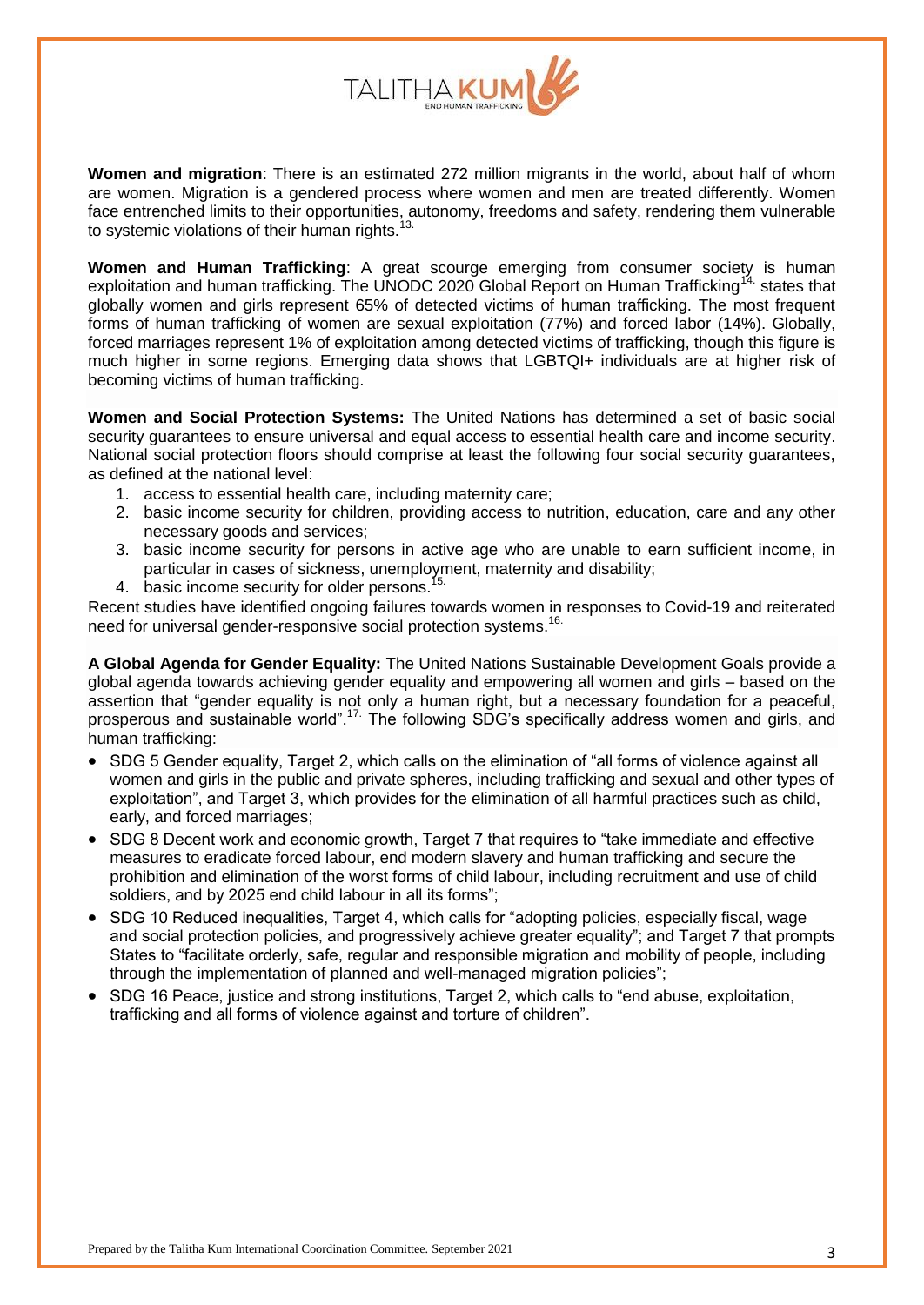**Women and migration**: There is an estimated 272 million migrants in the world, about half of whom are women. Migration is a gendered process where women and men are treated differently. Women face entrenched limits to their opportunities, autonomy, freedoms and safety, rendering them vulnerable to systemic violations of their human rights.[13.]

**Women and Human Trafficking**: A great scourge emerging from consumer society is human exploitation and human trafficking. The UNODC 2020 Global Report on Human Trafficking[14.] states that globally women and girls represent 65% of detected victims of human trafficking. The most frequent forms of human trafficking of women are sexual exploitation (77%) and forced labor (14%). Globally, forced marriages represent 1% of exploitation among detected victims of trafficking, though this figure is much higher in some regions. Emerging data shows that LGBTQI+ individuals are at higher risk of becoming victims of human trafficking.

**Women and Social Protection Systems:** The United Nations has determined a set of basic social security guarantees to ensure universal and equal access to essential health care and income security. National social protection floors should comprise at least the following four social security guarantees, as defined at the national level:

1. access to essential health care, including maternity care;
2. basic income security for children, providing access to nutrition, education, care and any other necessary goods and services;
3. basic income security for persons in active age who are unable to earn sufficient income, in particular in cases of sickness, unemployment, maternity and disability;
4. basic income security for older persons.[15.]

Recent studies have identified ongoing failures towards women in responses to Covid-19 and reiterated need for universal gender-responsive social protection systems.[16.]

**A Global Agenda for Gender Equality:** The United Nations Sustainable Development Goals provide a global agenda towards achieving gender equality and empowering all women and girls – based on the assertion that "gender equality is not only a human right, but a necessary foundation for a peaceful, prosperous and sustainable world".[17.] The following SDG's specifically address women and girls, and human trafficking:

- SDG 5 Gender equality, Target 2, which calls on the elimination of "all forms of violence against all women and girls in the public and private spheres, including trafficking and sexual and other types of exploitation", and Target 3, which provides for the elimination of all harmful practices such as child, early, and forced marriages;
- SDG 8 Decent work and economic growth, Target 7 that requires to "take immediate and effective measures to eradicate forced labour, end modern slavery and human trafficking and secure the prohibition and elimination of the worst forms of child labour, including recruitment and use of child soldiers, and by 2025 end child labour in all its forms";
- SDG 10 Reduced inequalities, Target 4, which calls for "adopting policies, especially fiscal, wage and social protection policies, and progressively achieve greater equality"; and Target 7 that prompts States to "facilitate orderly, safe, regular and responsible migration and mobility of people, including through the implementation of planned and well-managed migration policies";
- SDG 16 Peace, justice and strong institutions, Target 2, which calls to "end abuse, exploitation, trafficking and all forms of violence against and torture of children".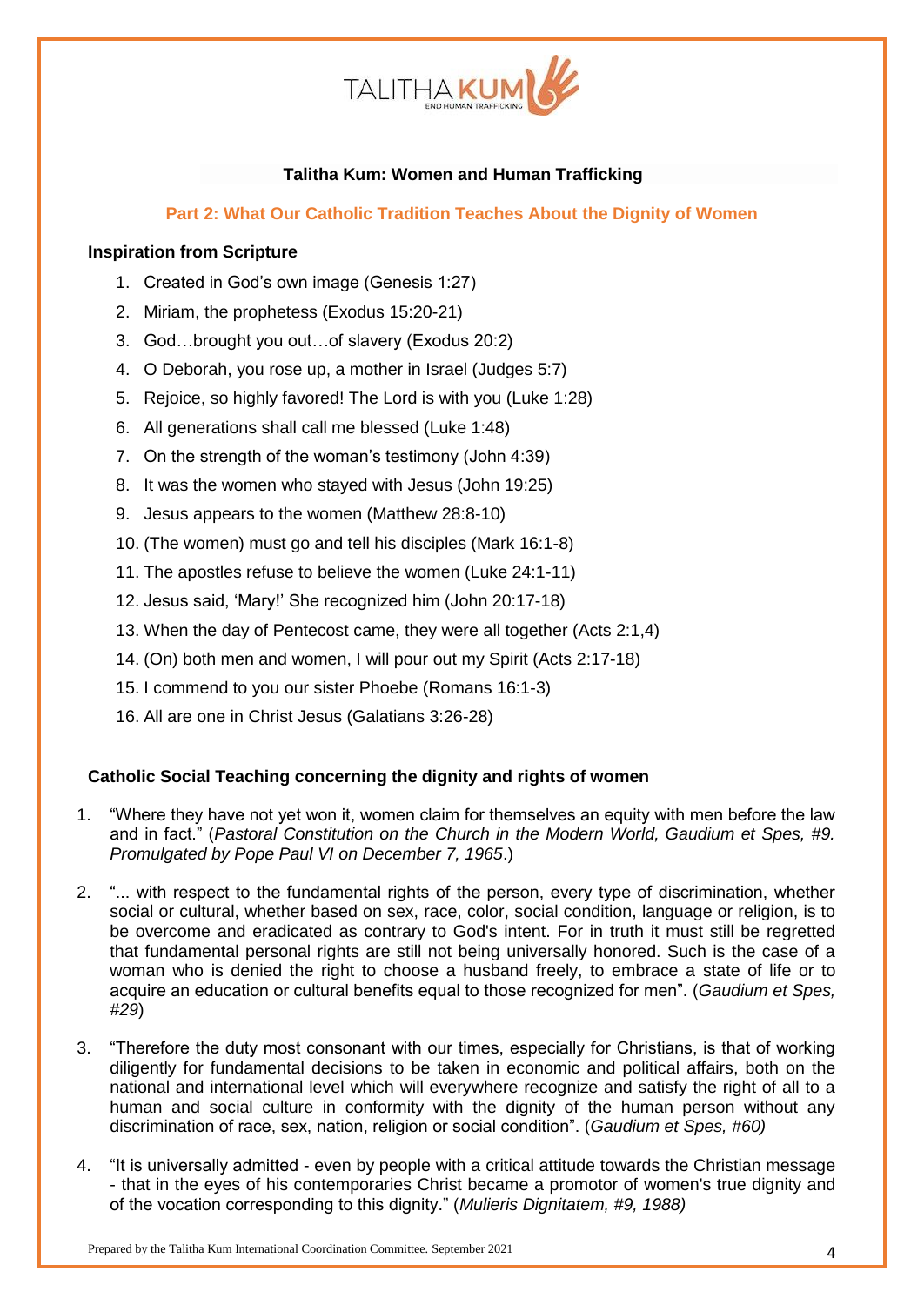**Talitha Kum: Women and Human Trafficking**

## Part 2: What Our Catholic Tradition Teaches About the Dignity of Women

### Inspiration from Scripture

1. Created in God's own image (Genesis 1:27)
2. Miriam, the prophetess (Exodus 15:20-21)
3. God…brought you out…of slavery (Exodus 20:2)
4. O Deborah, you rose up, a mother in Israel (Judges 5:7)
5. Rejoice, so highly favored! The Lord is with you (Luke 1:28)
6. All generations shall call me blessed (Luke 1:48)
7. On the strength of the woman's testimony (John 4:39)
8. It was the women who stayed with Jesus (John 19:25)
9. Jesus appears to the women (Matthew 28:8-10)
10. (The women) must go and tell his disciples (Mark 16:1-8)
11. The apostles refuse to believe the women (Luke 24:1-11)
12. Jesus said, 'Mary!' She recognized him (John 20:17-18)
13. When the day of Pentecost came, they were all together (Acts 2:1,4)
14. (On) both men and women, I will pour out my Spirit (Acts 2:17-18)
15. I commend to you our sister Phoebe (Romans 16:1-3)
16. All are one in Christ Jesus (Galatians 3:26-28)

### Catholic Social Teaching concerning the dignity and rights of women

1. "Where they have not yet won it, women claim for themselves an equity with men before the law and in fact." (*Pastoral Constitution on the Church in the Modern World, Gaudium et Spes, #9. Promulgated by Pope Paul VI on December 7, 1965*.)
2. "... with respect to the fundamental rights of the person, every type of discrimination, whether social or cultural, whether based on sex, race, color, social condition, language or religion, is to be overcome and eradicated as contrary to God's intent. For in truth it must still be regretted that fundamental personal rights are still not being universally honored. Such is the case of a woman who is denied the right to choose a husband freely, to embrace a state of life or to acquire an education or cultural benefits equal to those recognized for men". (*Gaudium et Spes, #29*)
3. "Therefore the duty most consonant with our times, especially for Christians, is that of working diligently for fundamental decisions to be taken in economic and political affairs, both on the national and international level which will everywhere recognize and satisfy the right of all to a human and social culture in conformity with the dignity of the human person without any discrimination of race, sex, nation, religion or social condition". (*Gaudium et Spes, #60)*
4. "It is universally admitted - even by people with a critical attitude towards the Christian message - that in the eyes of his contemporaries Christ became a promotor of women's true dignity and of the vocation corresponding to this dignity." (*Mulieris Dignitatem, #9, 1988)*

Prepared by the Talitha Kum International Coordination Committee. September 2021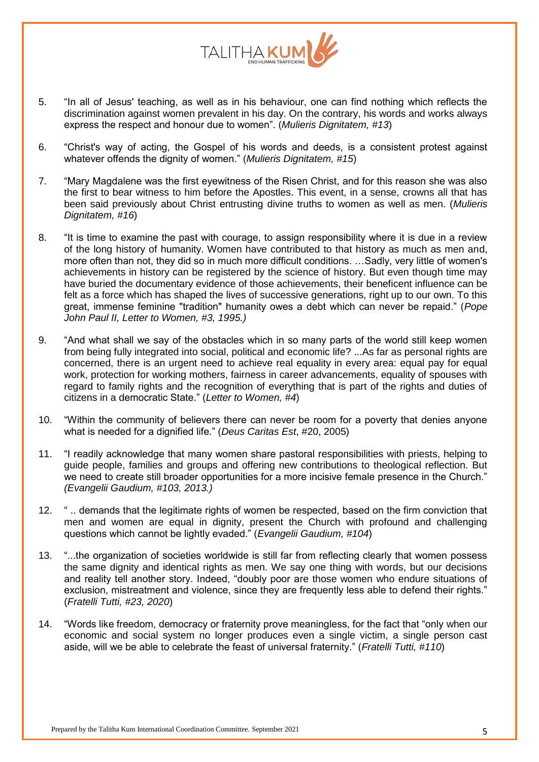5. "In all of Jesus' teaching, as well as in his behaviour, one can find nothing which reflects the discrimination against women prevalent in his day. On the contrary, his words and works always express the respect and honour due to women". (*Mulieris Dignitatem, #13*)

6. "Christ's way of acting, the Gospel of his words and deeds, is a consistent protest against whatever offends the dignity of women." (*Mulieris Dignitatem, #15*)

7. "Mary Magdalene was the first eyewitness of the Risen Christ, and for this reason she was also the first to bear witness to him before the Apostles. This event, in a sense, crowns all that has been said previously about Christ entrusting divine truths to women as well as men. (*Mulieris Dignitatem, #16*)

8. "It is time to examine the past with courage, to assign responsibility where it is due in a review of the long history of humanity. Women have contributed to that history as much as men and, more often than not, they did so in much more difficult conditions. …Sadly, very little of women's achievements in history can be registered by the science of history. But even though time may have buried the documentary evidence of those achievements, their beneficent influence can be felt as a force which has shaped the lives of successive generations, right up to our own. To this great, immense feminine "tradition" humanity owes a debt which can never be repaid." (*Pope John Paul II, Letter to Women, #3, 1995.)*

9. "And what shall we say of the obstacles which in so many parts of the world still keep women from being fully integrated into social, political and economic life? ...As far as personal rights are concerned, there is an urgent need to achieve real equality in every area: equal pay for equal work, protection for working mothers, fairness in career advancements, equality of spouses with regard to family rights and the recognition of everything that is part of the rights and duties of citizens in a democratic State." (*Letter to Women, #4*)

10. "Within the community of believers there can never be room for a poverty that denies anyone what is needed for a dignified life." (*Deus Caritas Est*, #20, 2005)

11. "I readily acknowledge that many women share pastoral responsibilities with priests, helping to guide people, families and groups and offering new contributions to theological reflection. But we need to create still broader opportunities for a more incisive female presence in the Church." *(Evangelii Gaudium, #103, 2013.)*

12. " .. demands that the legitimate rights of women be respected, based on the firm conviction that men and women are equal in dignity, present the Church with profound and challenging questions which cannot be lightly evaded." (*Evangelii Gaudium, #104*)

13. "...the organization of societies worldwide is still far from reflecting clearly that women possess the same dignity and identical rights as men. We say one thing with words, but our decisions and reality tell another story. Indeed, "doubly poor are those women who endure situations of exclusion, mistreatment and violence, since they are frequently less able to defend their rights." (*Fratelli Tutti, #23, 2020*)

14. "Words like freedom, democracy or fraternity prove meaningless, for the fact that "only when our economic and social system no longer produces even a single victim, a single person cast aside, will we be able to celebrate the feast of universal fraternity." (*Fratelli Tutti, #110*)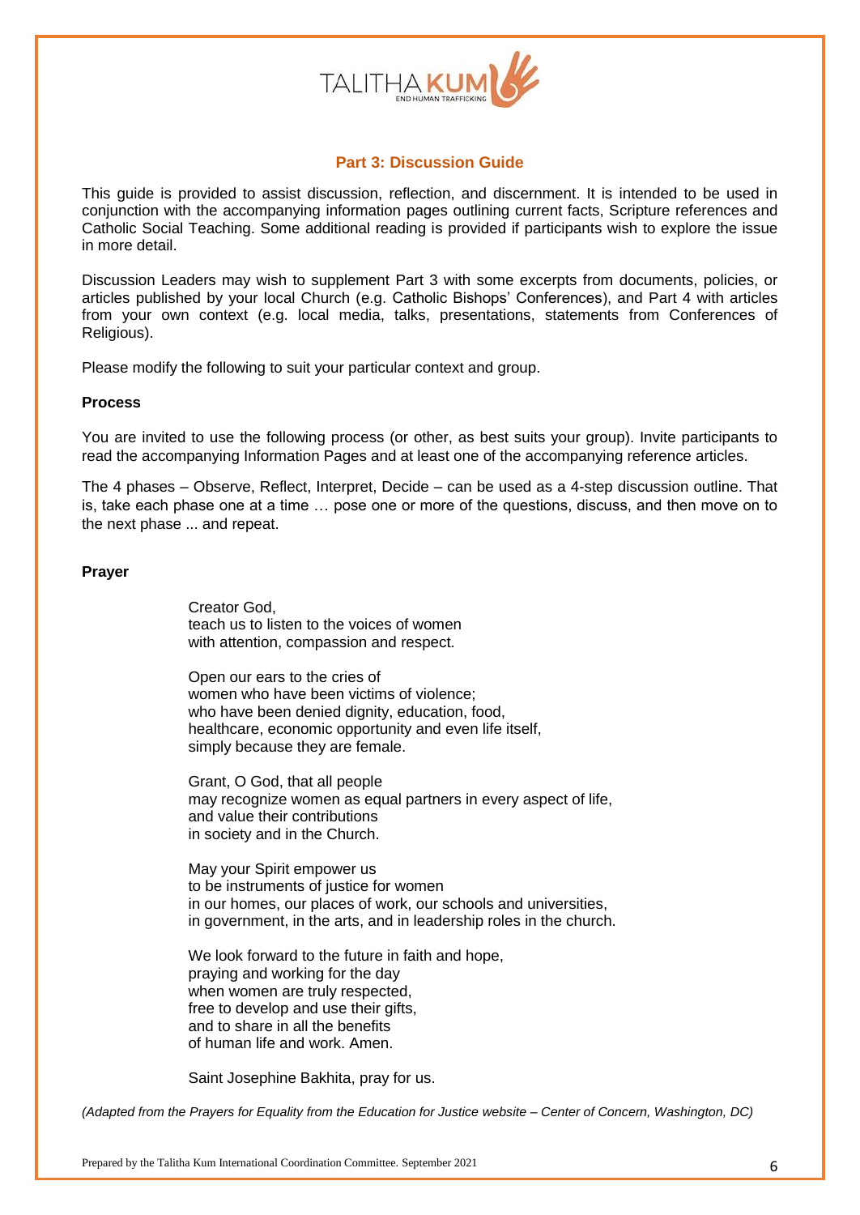## Part 3: Discussion Guide

This guide is provided to assist discussion, reflection, and discernment. It is intended to be used in conjunction with the accompanying information pages outlining current facts, Scripture references and Catholic Social Teaching. Some additional reading is provided if participants wish to explore the issue in more detail.

Discussion Leaders may wish to supplement Part 3 with some excerpts from documents, policies, or articles published by your local Church (e.g. Catholic Bishops' Conferences), and Part 4 with articles from your own context (e.g. local media, talks, presentations, statements from Conferences of Religious).

Please modify the following to suit your particular context and group.

**Process**

You are invited to use the following process (or other, as best suits your group). Invite participants to read the accompanying Information Pages and at least one of the accompanying reference articles.

The 4 phases – Observe, Reflect, Interpret, Decide – can be used as a 4-step discussion outline. That is, take each phase one at a time … pose one or more of the questions, discuss, and then move on to the next phase ... and repeat.

**Prayer**

Creator God,
teach us to listen to the voices of women
with attention, compassion and respect.

Open our ears to the cries of
women who have been victims of violence;
who have been denied dignity, education, food,
healthcare, economic opportunity and even life itself,
simply because they are female.

Grant, O God, that all people
may recognize women as equal partners in every aspect of life,
and value their contributions
in society and in the Church.

May your Spirit empower us
to be instruments of justice for women
in our homes, our places of work, our schools and universities,
in government, in the arts, and in leadership roles in the church.

We look forward to the future in faith and hope,
praying and working for the day
when women are truly respected,
free to develop and use their gifts,
and to share in all the benefits
of human life and work. Amen.

Saint Josephine Bakhita, pray for us.

*(Adapted from the Prayers for Equality from the Education for Justice website – Center of Concern, Washington, DC)*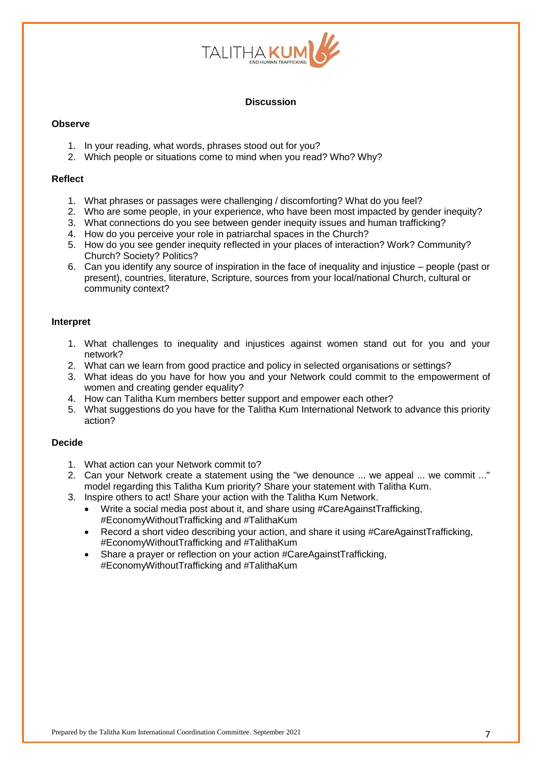## Discussion

### Observe

1. In your reading, what words, phrases stood out for you?
2. Which people or situations come to mind when you read? Who? Why?

### Reflect

1. What phrases or passages were challenging / discomforting? What do you feel?
2. Who are some people, in your experience, who have been most impacted by gender inequity?
3. What connections do you see between gender inequity issues and human trafficking?
4. How do you perceive your role in patriarchal spaces in the Church?
5. How do you see gender inequity reflected in your places of interaction? Work? Community? Church? Society? Politics?
6. Can you identify any source of inspiration in the face of inequality and injustice – people (past or present), countries, literature, Scripture, sources from your local/national Church, cultural or community context?

### Interpret

1. What challenges to inequality and injustices against women stand out for you and your network?
2. What can we learn from good practice and policy in selected organisations or settings?
3. What ideas do you have for how you and your Network could commit to the empowerment of women and creating gender equality?
4. How can Talitha Kum members better support and empower each other?
5. What suggestions do you have for the Talitha Kum International Network to advance this priority action?

### Decide

1. What action can your Network commit to?
2. Can your Network create a statement using the "we denounce ... we appeal ... we commit ..." model regarding this Talitha Kum priority? Share your statement with Talitha Kum.
3. Inspire others to act! Share your action with the Talitha Kum Network.
   - Write a social media post about it, and share using #CareAgainstTrafficking, #EconomyWithoutTrafficking and #TalithaKum
   - Record a short video describing your action, and share it using #CareAgainstTrafficking, #EconomyWithoutTrafficking and #TalithaKum
   - Share a prayer or reflection on your action #CareAgainstTrafficking, #EconomyWithoutTrafficking and #TalithaKum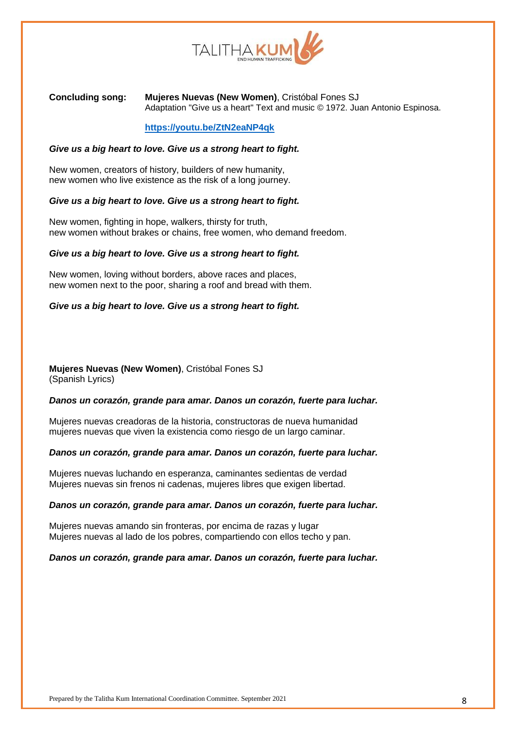**Concluding song:** **Mujeres Nuevas (New Women)**, Cristóbal Fones SJ
Adaptation "Give us a heart" Text and music © 1972. Juan Antonio Espinosa.

https://youtu.be/ZtN2eaNP4qk

***Give us a big heart to love. Give us a strong heart to fight.***

New women, creators of history, builders of new humanity,
new women who live existence as the risk of a long journey.

***Give us a big heart to love. Give us a strong heart to fight.***

New women, fighting in hope, walkers, thirsty for truth,
new women without brakes or chains, free women, who demand freedom.

***Give us a big heart to love. Give us a strong heart to fight.***

New women, loving without borders, above races and places,
new women next to the poor, sharing a roof and bread with them.

***Give us a big heart to love. Give us a strong heart to fight.***

**Mujeres Nuevas (New Women)**, Cristóbal Fones SJ
(Spanish Lyrics)

***Danos un corazón, grande para amar. Danos un corazón, fuerte para luchar.***

Mujeres nuevas creadoras de la historia, constructoras de nueva humanidad
mujeres nuevas que viven la existencia como riesgo de un largo caminar.

***Danos un corazón, grande para amar. Danos un corazón, fuerte para luchar.***

Mujeres nuevas luchando en esperanza, caminantes sedientas de verdad
Mujeres nuevas sin frenos ni cadenas, mujeres libres que exigen libertad.

***Danos un corazón, grande para amar. Danos un corazón, fuerte para luchar.***

Mujeres nuevas amando sin fronteras, por encima de razas y lugar
Mujeres nuevas al lado de los pobres, compartiendo con ellos techo y pan.

***Danos un corazón, grande para amar. Danos un corazón, fuerte para luchar.***

Prepared by the Talitha Kum International Coordination Committee. September 2021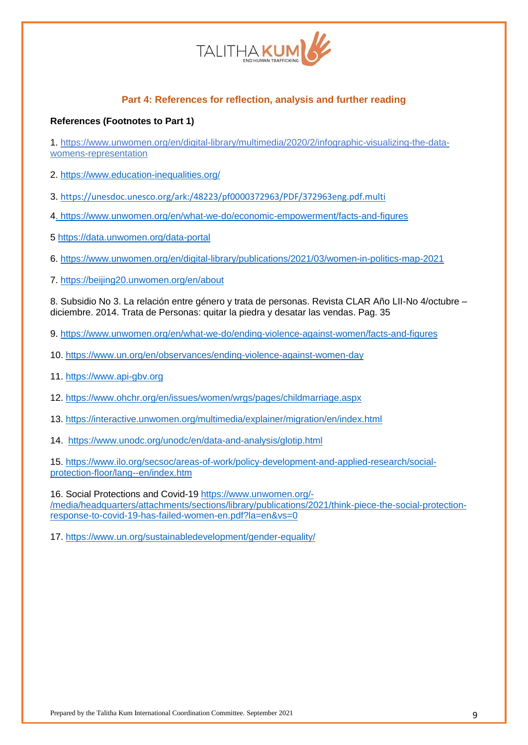## Part 4: References for reflection, analysis and further reading

**References (Footnotes to Part 1)**

1. https://www.unwomen.org/en/digital-library/multimedia/2020/2/infographic-visualizing-the-data-womens-representation

2. https://www.education-inequalities.org/

3. https://unesdoc.unesco.org/ark:/48223/pf0000372963/PDF/372963eng.pdf.multi

4. https://www.unwomen.org/en/what-we-do/economic-empowerment/facts-and-figures

5 https://data.unwomen.org/data-portal

6. https://www.unwomen.org/en/digital-library/publications/2021/03/women-in-politics-map-2021

7. https://beijing20.unwomen.org/en/about

8. Subsidio No 3. La relación entre género y trata de personas. Revista CLAR Año LII-No 4/octubre – diciembre. 2014. Trata de Personas: quitar la piedra y desatar las vendas. Pag. 35

9. https://www.unwomen.org/en/what-we-do/ending-violence-against-women/facts-and-figures

10. https://www.un.org/en/observances/ending-violence-against-women-day

11. https://www.api-gbv.org

12. https://www.ohchr.org/en/issues/women/wrgs/pages/childmarriage.aspx

13. https://interactive.unwomen.org/multimedia/explainer/migration/en/index.html

14. https://www.unodc.org/unodc/en/data-and-analysis/glotip.html

15. https://www.ilo.org/secsoc/areas-of-work/policy-development-and-applied-research/social-protection-floor/lang--en/index.htm

16. Social Protections and Covid-19 https://www.unwomen.org/-/media/headquarters/attachments/sections/library/publications/2021/think-piece-the-social-protection-response-to-covid-19-has-failed-women-en.pdf?la=en&vs=0

17. https://www.un.org/sustainabledevelopment/gender-equality/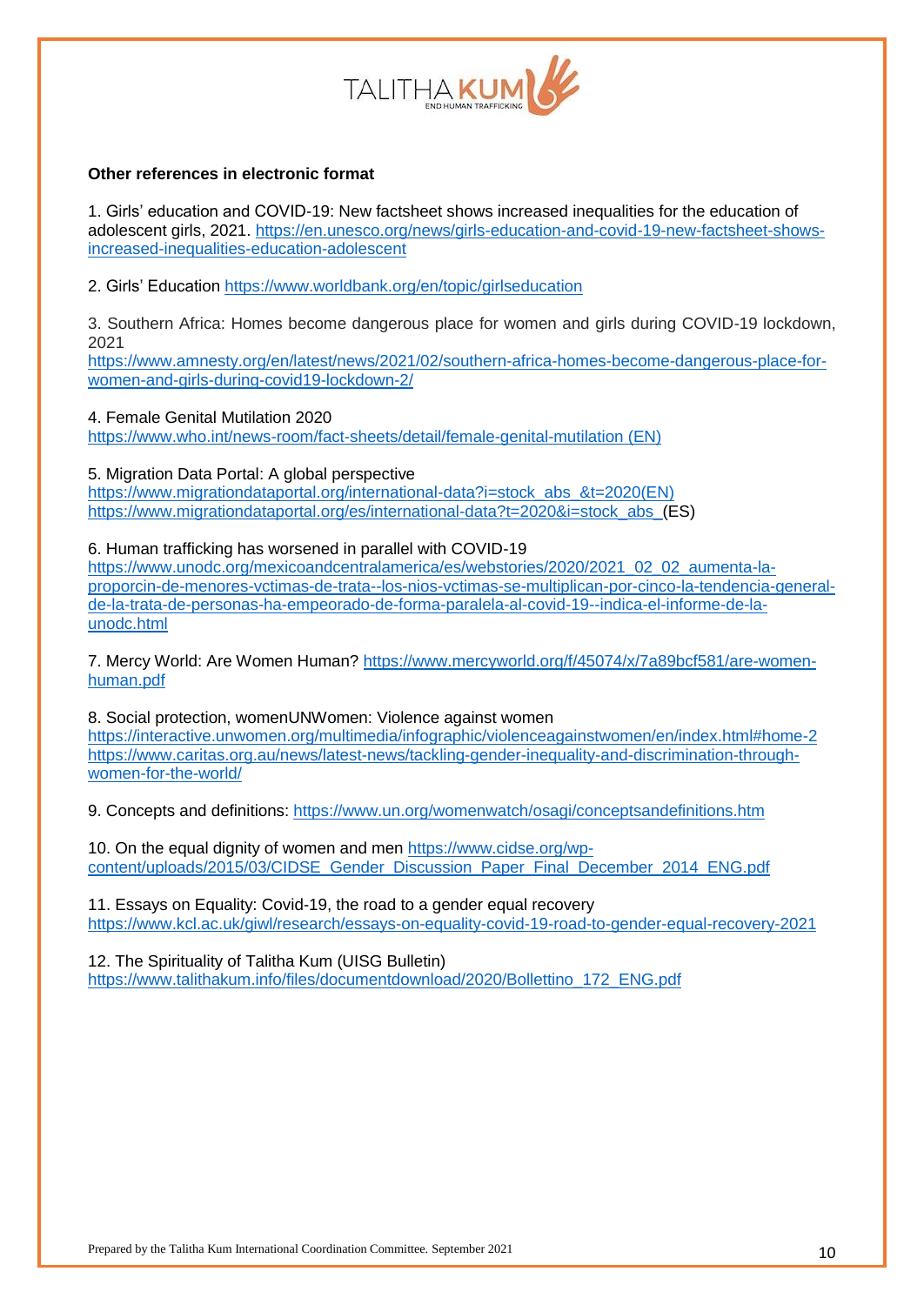**Other references in electronic format**

1. Girls' education and COVID-19: New factsheet shows increased inequalities for the education of adolescent girls, 2021. https://en.unesco.org/news/girls-education-and-covid-19-new-factsheet-shows-increased-inequalities-education-adolescent

2. Girls' Education https://www.worldbank.org/en/topic/girlseducation

3. Southern Africa: Homes become dangerous place for women and girls during COVID-19 lockdown, 2021
https://www.amnesty.org/en/latest/news/2021/02/southern-africa-homes-become-dangerous-place-for-women-and-girls-during-covid19-lockdown-2/

4. Female Genital Mutilation 2020
https://www.who.int/news-room/fact-sheets/detail/female-genital-mutilation (EN)

5. Migration Data Portal: A global perspective
https://www.migrationdataportal.org/international-data?i=stock_abs_&t=2020(EN)
https://www.migrationdataportal.org/es/international-data?t=2020&i=stock_abs_(ES)

6. Human trafficking has worsened in parallel with COVID-19
https://www.unodc.org/mexicoandcentralamerica/es/webstories/2020/2021_02_02_aumenta-la-proporcin-de-menores-vctimas-de-trata--los-nios-vctimas-se-multiplican-por-cinco-la-tendencia-general-de-la-trata-de-personas-ha-empeorado-de-forma-paralela-al-covid-19--indica-el-informe-de-la-unodc.html

7. Mercy World: Are Women Human? https://www.mercyworld.org/f/45074/x/7a89bcf581/are-women-human.pdf

8. Social protection, womenUNWomen: Violence against women
https://interactive.unwomen.org/multimedia/infographic/violenceagainstwomen/en/index.html#home-2
https://www.caritas.org.au/news/latest-news/tackling-gender-inequality-and-discrimination-through-women-for-the-world/

9. Concepts and definitions: https://www.un.org/womenwatch/osagi/conceptsandefinitions.htm

10. On the equal dignity of women and men https://www.cidse.org/wp-content/uploads/2015/03/CIDSE_Gender_Discussion_Paper_Final_December_2014_ENG.pdf

11. Essays on Equality: Covid-19, the road to a gender equal recovery
https://www.kcl.ac.uk/giwl/research/essays-on-equality-covid-19-road-to-gender-equal-recovery-2021

12. The Spirituality of Talitha Kum (UISG Bulletin)
https://www.talithakum.info/files/documentdownload/2020/Bollettino_172_ENG.pdf